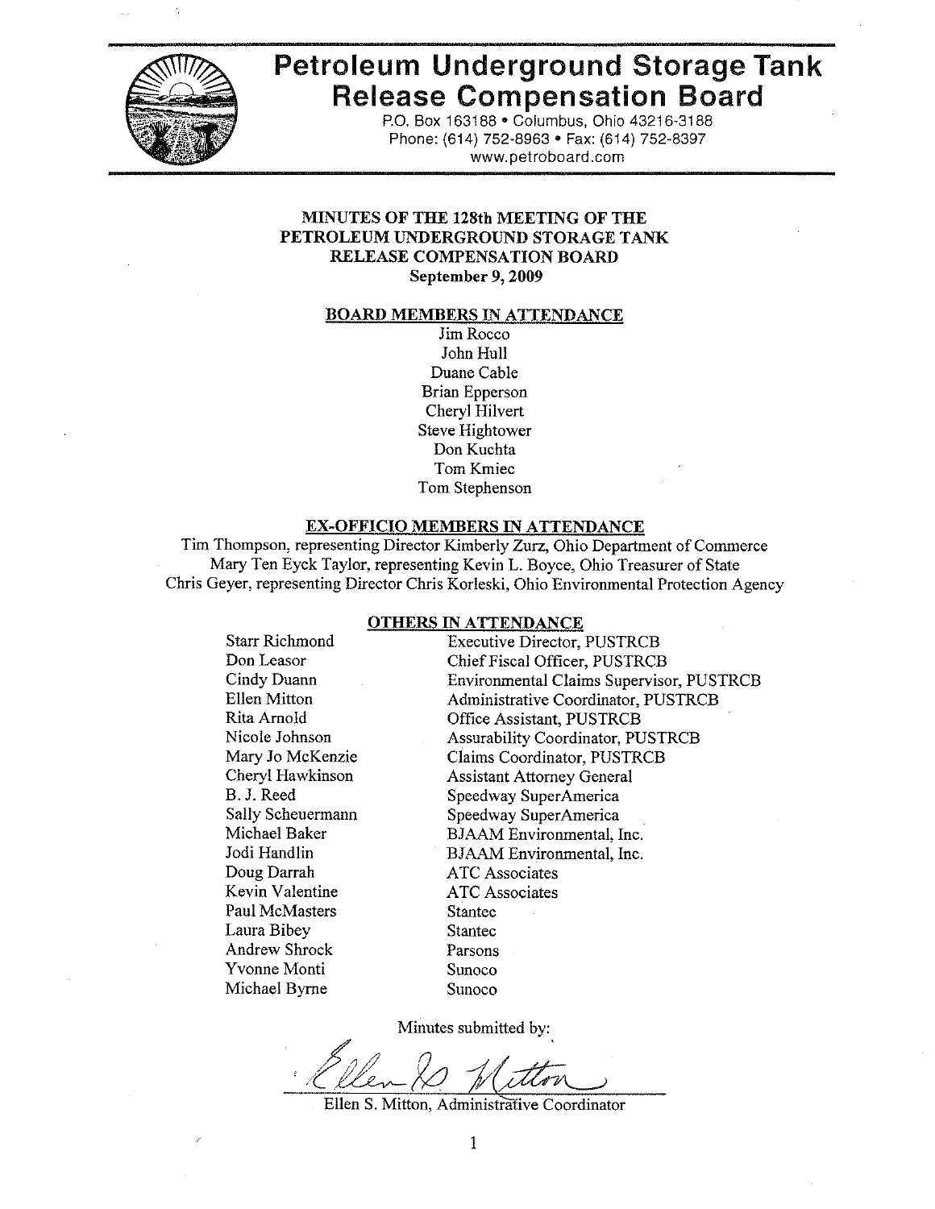# Petroleum Underground Storage Tank Release Compensation Board

P.O. Box 163188 • Columbus, Ohio 43216-3188
Phone: (614) 752-8963 • Fax: (614) 752-8397
www.petroboard.com

## MINUTES OF THE 128th MEETING OF THE PETROLEUM UNDERGROUND STORAGE TANK RELEASE COMPENSATION BOARD
**September 9, 2009**

### BOARD MEMBERS IN ATTENDANCE

Jim Rocco
John Hull
Duane Cable
Brian Epperson
Cheryl Hilvert
Steve Hightower
Don Kuchta
Tom Kmiec
Tom Stephenson

### EX-OFFICIO MEMBERS IN ATTENDANCE

Tim Thompson, representing Director Kimberly Zurz, Ohio Department of Commerce
Mary Ten Eyck Taylor, representing Kevin L. Boyce, Ohio Treasurer of State
Chris Geyer, representing Director Chris Korleski, Ohio Environmental Protection Agency

### OTHERS IN ATTENDANCE

| Name | Affiliation |
|---|---|
| Starr Richmond | Executive Director, PUSTRCB |
| Don Leasor | Chief Fiscal Officer, PUSTRCB |
| Cindy Duann | Environmental Claims Supervisor, PUSTRCB |
| Ellen Mitton | Administrative Coordinator, PUSTRCB |
| Rita Arnold | Office Assistant, PUSTRCB |
| Nicole Johnson | Assurability Coordinator, PUSTRCB |
| Mary Jo McKenzie | Claims Coordinator, PUSTRCB |
| Cheryl Hawkinson | Assistant Attorney General |
| B. J. Reed | Speedway SuperAmerica |
| Sally Scheuermann | Speedway SuperAmerica |
| Michael Baker | BJAAM Environmental, Inc. |
| Jodi Handlin | BJAAM Environmental, Inc. |
| Doug Darrah | ATC Associates |
| Kevin Valentine | ATC Associates |
| Paul McMasters | Stantec |
| Laura Bibey | Stantec |
| Andrew Shrock | Parsons |
| Yvonne Monti | Sunoco |
| Michael Byrne | Sunoco |

Minutes submitted by:

Ellen S. Mitton, Administrative Coordinator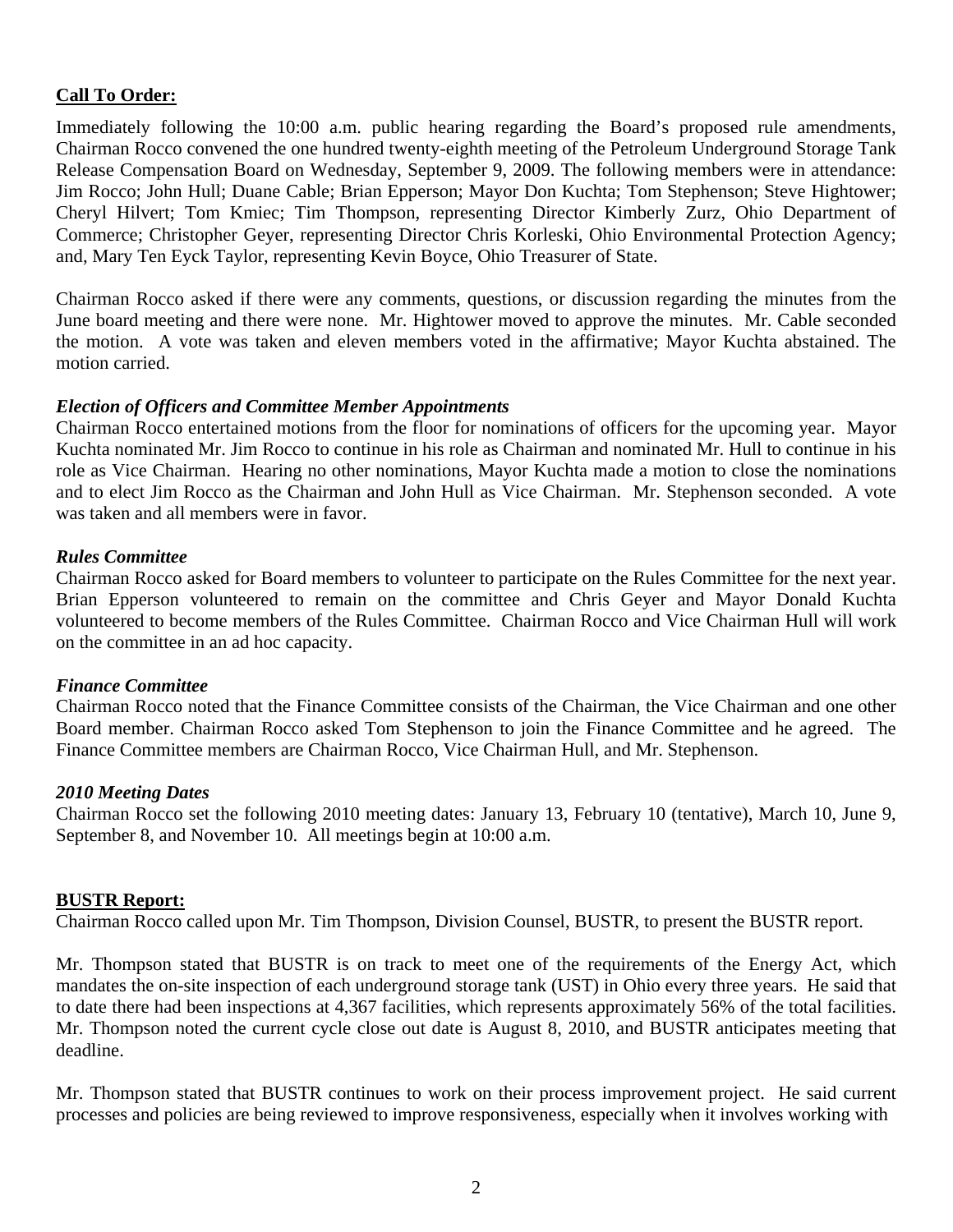**Call To Order:**

Immediately following the 10:00 a.m. public hearing regarding the Board's proposed rule amendments, Chairman Rocco convened the one hundred twenty-eighth meeting of the Petroleum Underground Storage Tank Release Compensation Board on Wednesday, September 9, 2009. The following members were in attendance: Jim Rocco; John Hull; Duane Cable; Brian Epperson; Mayor Don Kuchta; Tom Stephenson; Steve Hightower; Cheryl Hilvert; Tom Kmiec; Tim Thompson, representing Director Kimberly Zurz, Ohio Department of Commerce; Christopher Geyer, representing Director Chris Korleski, Ohio Environmental Protection Agency; and, Mary Ten Eyck Taylor, representing Kevin Boyce, Ohio Treasurer of State.

Chairman Rocco asked if there were any comments, questions, or discussion regarding the minutes from the June board meeting and there were none. Mr. Hightower moved to approve the minutes. Mr. Cable seconded the motion. A vote was taken and eleven members voted in the affirmative; Mayor Kuchta abstained. The motion carried.

***Election of Officers and Committee Member Appointments***

Chairman Rocco entertained motions from the floor for nominations of officers for the upcoming year. Mayor Kuchta nominated Mr. Jim Rocco to continue in his role as Chairman and nominated Mr. Hull to continue in his role as Vice Chairman. Hearing no other nominations, Mayor Kuchta made a motion to close the nominations and to elect Jim Rocco as the Chairman and John Hull as Vice Chairman. Mr. Stephenson seconded. A vote was taken and all members were in favor.

***Rules Committee***

Chairman Rocco asked for Board members to volunteer to participate on the Rules Committee for the next year. Brian Epperson volunteered to remain on the committee and Chris Geyer and Mayor Donald Kuchta volunteered to become members of the Rules Committee. Chairman Rocco and Vice Chairman Hull will work on the committee in an ad hoc capacity.

***Finance Committee***

Chairman Rocco noted that the Finance Committee consists of the Chairman, the Vice Chairman and one other Board member. Chairman Rocco asked Tom Stephenson to join the Finance Committee and he agreed. The Finance Committee members are Chairman Rocco, Vice Chairman Hull, and Mr. Stephenson.

***2010 Meeting Dates***

Chairman Rocco set the following 2010 meeting dates: January 13, February 10 (tentative), March 10, June 9, September 8, and November 10. All meetings begin at 10:00 a.m.

**BUSTR Report:**

Chairman Rocco called upon Mr. Tim Thompson, Division Counsel, BUSTR, to present the BUSTR report.

Mr. Thompson stated that BUSTR is on track to meet one of the requirements of the Energy Act, which mandates the on-site inspection of each underground storage tank (UST) in Ohio every three years. He said that to date there had been inspections at 4,367 facilities, which represents approximately 56% of the total facilities. Mr. Thompson noted the current cycle close out date is August 8, 2010, and BUSTR anticipates meeting that deadline.

Mr. Thompson stated that BUSTR continues to work on their process improvement project. He said current processes and policies are being reviewed to improve responsiveness, especially when it involves working with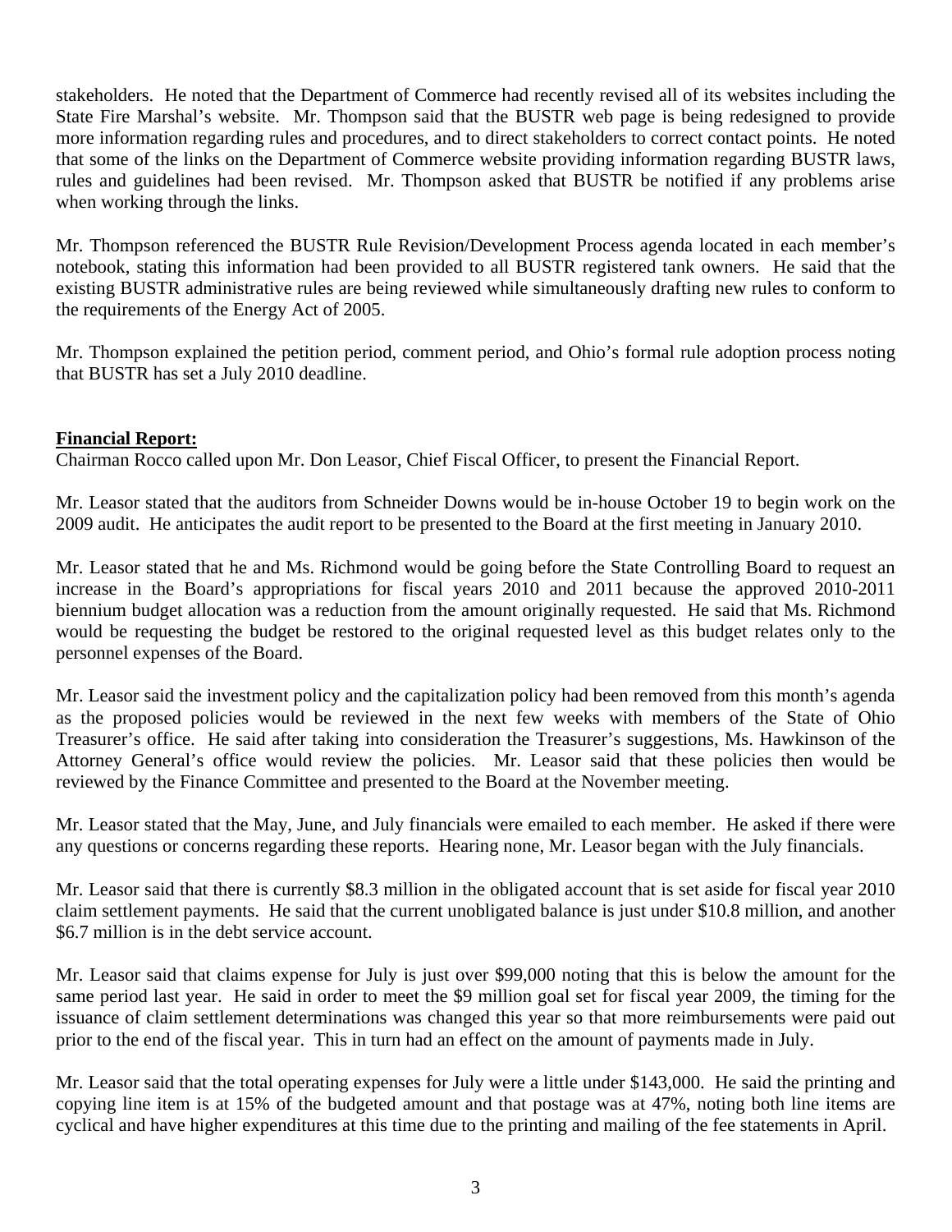stakeholders. He noted that the Department of Commerce had recently revised all of its websites including the State Fire Marshal's website. Mr. Thompson said that the BUSTR web page is being redesigned to provide more information regarding rules and procedures, and to direct stakeholders to correct contact points. He noted that some of the links on the Department of Commerce website providing information regarding BUSTR laws, rules and guidelines had been revised. Mr. Thompson asked that BUSTR be notified if any problems arise when working through the links.

Mr. Thompson referenced the BUSTR Rule Revision/Development Process agenda located in each member's notebook, stating this information had been provided to all BUSTR registered tank owners. He said that the existing BUSTR administrative rules are being reviewed while simultaneously drafting new rules to conform to the requirements of the Energy Act of 2005.

Mr. Thompson explained the petition period, comment period, and Ohio's formal rule adoption process noting that BUSTR has set a July 2010 deadline.

**Financial Report:**

Chairman Rocco called upon Mr. Don Leasor, Chief Fiscal Officer, to present the Financial Report.

Mr. Leasor stated that the auditors from Schneider Downs would be in-house October 19 to begin work on the 2009 audit. He anticipates the audit report to be presented to the Board at the first meeting in January 2010.

Mr. Leasor stated that he and Ms. Richmond would be going before the State Controlling Board to request an increase in the Board's appropriations for fiscal years 2010 and 2011 because the approved 2010-2011 biennium budget allocation was a reduction from the amount originally requested. He said that Ms. Richmond would be requesting the budget be restored to the original requested level as this budget relates only to the personnel expenses of the Board.

Mr. Leasor said the investment policy and the capitalization policy had been removed from this month's agenda as the proposed policies would be reviewed in the next few weeks with members of the State of Ohio Treasurer's office. He said after taking into consideration the Treasurer's suggestions, Ms. Hawkinson of the Attorney General's office would review the policies. Mr. Leasor said that these policies then would be reviewed by the Finance Committee and presented to the Board at the November meeting.

Mr. Leasor stated that the May, June, and July financials were emailed to each member. He asked if there were any questions or concerns regarding these reports. Hearing none, Mr. Leasor began with the July financials.

Mr. Leasor said that there is currently $8.3 million in the obligated account that is set aside for fiscal year 2010 claim settlement payments. He said that the current unobligated balance is just under $10.8 million, and another $6.7 million is in the debt service account.

Mr. Leasor said that claims expense for July is just over $99,000 noting that this is below the amount for the same period last year. He said in order to meet the $9 million goal set for fiscal year 2009, the timing for the issuance of claim settlement determinations was changed this year so that more reimbursements were paid out prior to the end of the fiscal year. This in turn had an effect on the amount of payments made in July.

Mr. Leasor said that the total operating expenses for July were a little under $143,000. He said the printing and copying line item is at 15% of the budgeted amount and that postage was at 47%, noting both line items are cyclical and have higher expenditures at this time due to the printing and mailing of the fee statements in April.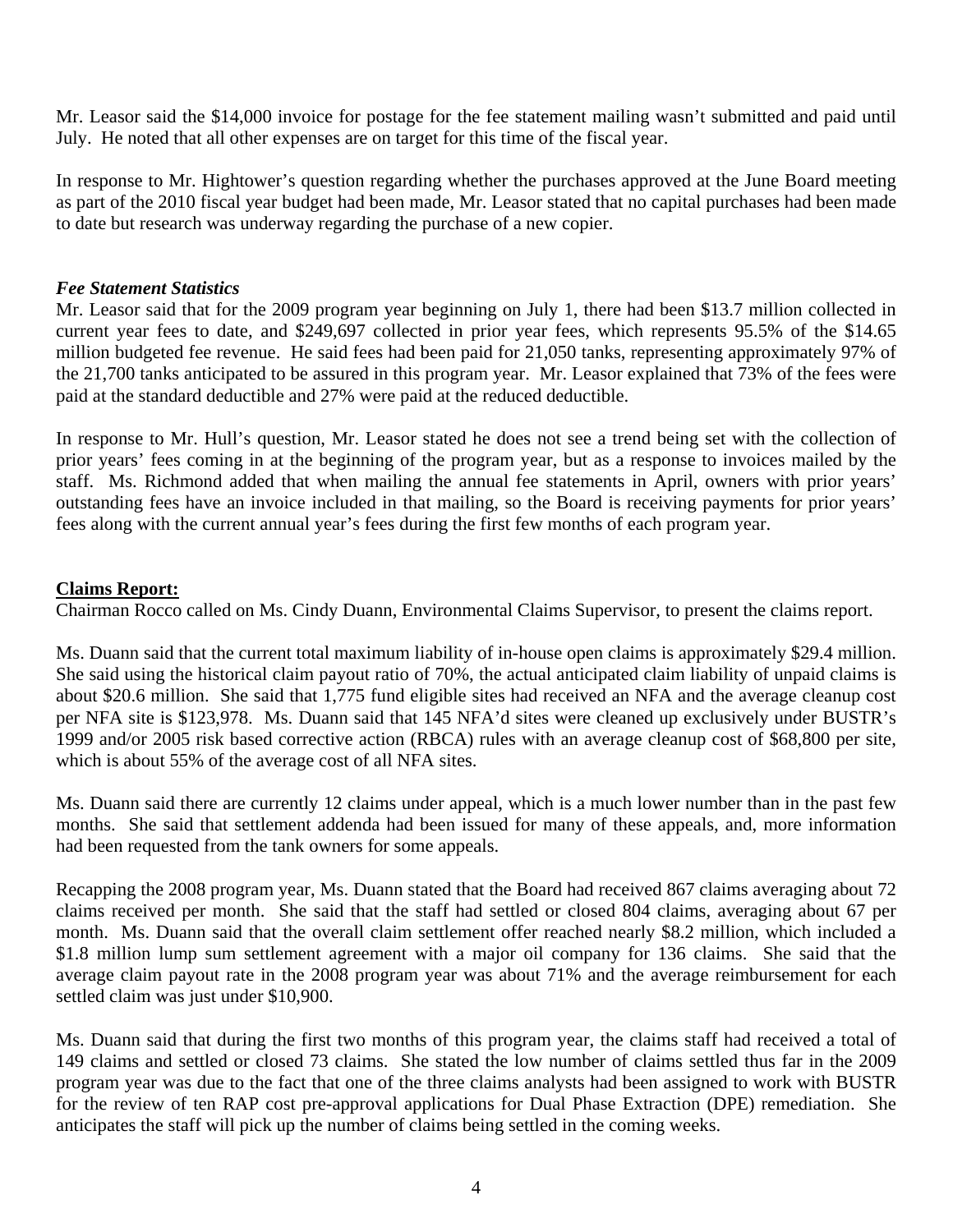Mr. Leasor said the $14,000 invoice for postage for the fee statement mailing wasn't submitted and paid until July. He noted that all other expenses are on target for this time of the fiscal year.

In response to Mr. Hightower's question regarding whether the purchases approved at the June Board meeting as part of the 2010 fiscal year budget had been made, Mr. Leasor stated that no capital purchases had been made to date but research was underway regarding the purchase of a new copier.

***Fee Statement Statistics***

Mr. Leasor said that for the 2009 program year beginning on July 1, there had been $13.7 million collected in current year fees to date, and $249,697 collected in prior year fees, which represents 95.5% of the $14.65 million budgeted fee revenue. He said fees had been paid for 21,050 tanks, representing approximately 97% of the 21,700 tanks anticipated to be assured in this program year. Mr. Leasor explained that 73% of the fees were paid at the standard deductible and 27% were paid at the reduced deductible.

In response to Mr. Hull's question, Mr. Leasor stated he does not see a trend being set with the collection of prior years' fees coming in at the beginning of the program year, but as a response to invoices mailed by the staff. Ms. Richmond added that when mailing the annual fee statements in April, owners with prior years' outstanding fees have an invoice included in that mailing, so the Board is receiving payments for prior years' fees along with the current annual year's fees during the first few months of each program year.

## Claims Report:

Chairman Rocco called on Ms. Cindy Duann, Environmental Claims Supervisor, to present the claims report.

Ms. Duann said that the current total maximum liability of in-house open claims is approximately $29.4 million. She said using the historical claim payout ratio of 70%, the actual anticipated claim liability of unpaid claims is about $20.6 million. She said that 1,775 fund eligible sites had received an NFA and the average cleanup cost per NFA site is $123,978. Ms. Duann said that 145 NFA'd sites were cleaned up exclusively under BUSTR's 1999 and/or 2005 risk based corrective action (RBCA) rules with an average cleanup cost of $68,800 per site, which is about 55% of the average cost of all NFA sites.

Ms. Duann said there are currently 12 claims under appeal, which is a much lower number than in the past few months. She said that settlement addenda had been issued for many of these appeals, and, more information had been requested from the tank owners for some appeals.

Recapping the 2008 program year, Ms. Duann stated that the Board had received 867 claims averaging about 72 claims received per month. She said that the staff had settled or closed 804 claims, averaging about 67 per month. Ms. Duann said that the overall claim settlement offer reached nearly $8.2 million, which included a $1.8 million lump sum settlement agreement with a major oil company for 136 claims. She said that the average claim payout rate in the 2008 program year was about 71% and the average reimbursement for each settled claim was just under $10,900.

Ms. Duann said that during the first two months of this program year, the claims staff had received a total of 149 claims and settled or closed 73 claims. She stated the low number of claims settled thus far in the 2009 program year was due to the fact that one of the three claims analysts had been assigned to work with BUSTR for the review of ten RAP cost pre-approval applications for Dual Phase Extraction (DPE) remediation. She anticipates the staff will pick up the number of claims being settled in the coming weeks.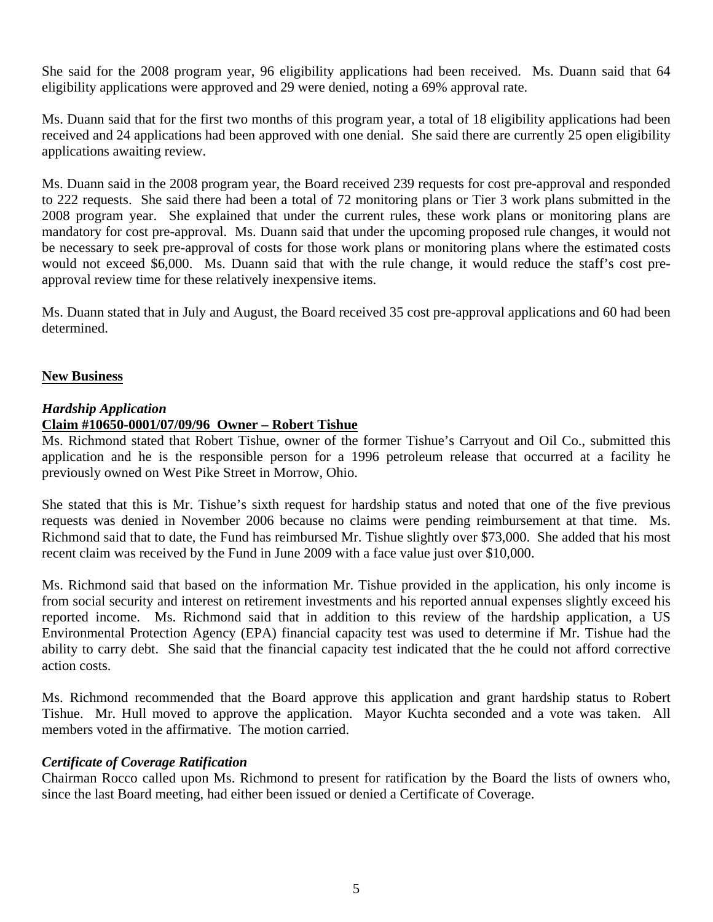She said for the 2008 program year, 96 eligibility applications had been received. Ms. Duann said that 64 eligibility applications were approved and 29 were denied, noting a 69% approval rate.

Ms. Duann said that for the first two months of this program year, a total of 18 eligibility applications had been received and 24 applications had been approved with one denial. She said there are currently 25 open eligibility applications awaiting review.

Ms. Duann said in the 2008 program year, the Board received 239 requests for cost pre-approval and responded to 222 requests. She said there had been a total of 72 monitoring plans or Tier 3 work plans submitted in the 2008 program year. She explained that under the current rules, these work plans or monitoring plans are mandatory for cost pre-approval. Ms. Duann said that under the upcoming proposed rule changes, it would not be necessary to seek pre-approval of costs for those work plans or monitoring plans where the estimated costs would not exceed $6,000. Ms. Duann said that with the rule change, it would reduce the staff's cost pre-approval review time for these relatively inexpensive items.

Ms. Duann stated that in July and August, the Board received 35 cost pre-approval applications and 60 had been determined.

## **New Business**

### *Hardship Application*

**Claim #10650-0001/07/09/96 Owner – Robert Tishue**

Ms. Richmond stated that Robert Tishue, owner of the former Tishue's Carryout and Oil Co., submitted this application and he is the responsible person for a 1996 petroleum release that occurred at a facility he previously owned on West Pike Street in Morrow, Ohio.

She stated that this is Mr. Tishue's sixth request for hardship status and noted that one of the five previous requests was denied in November 2006 because no claims were pending reimbursement at that time. Ms. Richmond said that to date, the Fund has reimbursed Mr. Tishue slightly over $73,000. She added that his most recent claim was received by the Fund in June 2009 with a face value just over $10,000.

Ms. Richmond said that based on the information Mr. Tishue provided in the application, his only income is from social security and interest on retirement investments and his reported annual expenses slightly exceed his reported income. Ms. Richmond said that in addition to this review of the hardship application, a US Environmental Protection Agency (EPA) financial capacity test was used to determine if Mr. Tishue had the ability to carry debt. She said that the financial capacity test indicated that the he could not afford corrective action costs.

Ms. Richmond recommended that the Board approve this application and grant hardship status to Robert Tishue. Mr. Hull moved to approve the application. Mayor Kuchta seconded and a vote was taken. All members voted in the affirmative. The motion carried.

### *Certificate of Coverage Ratification*

Chairman Rocco called upon Ms. Richmond to present for ratification by the Board the lists of owners who, since the last Board meeting, had either been issued or denied a Certificate of Coverage.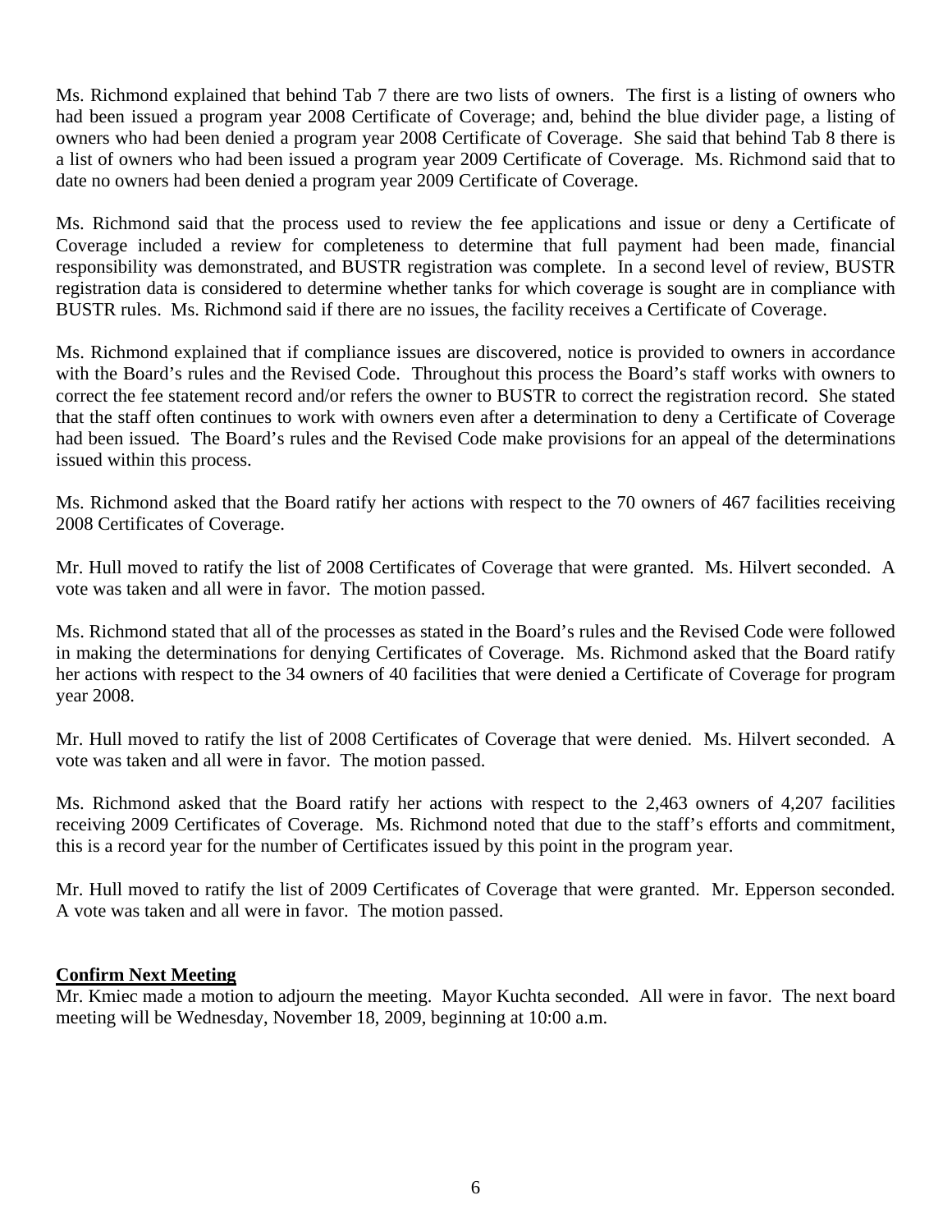Ms. Richmond explained that behind Tab 7 there are two lists of owners. The first is a listing of owners who had been issued a program year 2008 Certificate of Coverage; and, behind the blue divider page, a listing of owners who had been denied a program year 2008 Certificate of Coverage. She said that behind Tab 8 there is a list of owners who had been issued a program year 2009 Certificate of Coverage. Ms. Richmond said that to date no owners had been denied a program year 2009 Certificate of Coverage.

Ms. Richmond said that the process used to review the fee applications and issue or deny a Certificate of Coverage included a review for completeness to determine that full payment had been made, financial responsibility was demonstrated, and BUSTR registration was complete. In a second level of review, BUSTR registration data is considered to determine whether tanks for which coverage is sought are in compliance with BUSTR rules. Ms. Richmond said if there are no issues, the facility receives a Certificate of Coverage.

Ms. Richmond explained that if compliance issues are discovered, notice is provided to owners in accordance with the Board's rules and the Revised Code. Throughout this process the Board's staff works with owners to correct the fee statement record and/or refers the owner to BUSTR to correct the registration record. She stated that the staff often continues to work with owners even after a determination to deny a Certificate of Coverage had been issued. The Board's rules and the Revised Code make provisions for an appeal of the determinations issued within this process.

Ms. Richmond asked that the Board ratify her actions with respect to the 70 owners of 467 facilities receiving 2008 Certificates of Coverage.

Mr. Hull moved to ratify the list of 2008 Certificates of Coverage that were granted. Ms. Hilvert seconded. A vote was taken and all were in favor. The motion passed.

Ms. Richmond stated that all of the processes as stated in the Board's rules and the Revised Code were followed in making the determinations for denying Certificates of Coverage. Ms. Richmond asked that the Board ratify her actions with respect to the 34 owners of 40 facilities that were denied a Certificate of Coverage for program year 2008.

Mr. Hull moved to ratify the list of 2008 Certificates of Coverage that were denied. Ms. Hilvert seconded. A vote was taken and all were in favor. The motion passed.

Ms. Richmond asked that the Board ratify her actions with respect to the 2,463 owners of 4,207 facilities receiving 2009 Certificates of Coverage. Ms. Richmond noted that due to the staff's efforts and commitment, this is a record year for the number of Certificates issued by this point in the program year.

Mr. Hull moved to ratify the list of 2009 Certificates of Coverage that were granted. Mr. Epperson seconded. A vote was taken and all were in favor. The motion passed.

**Confirm Next Meeting**

Mr. Kmiec made a motion to adjourn the meeting. Mayor Kuchta seconded. All were in favor. The next board meeting will be Wednesday, November 18, 2009, beginning at 10:00 a.m.